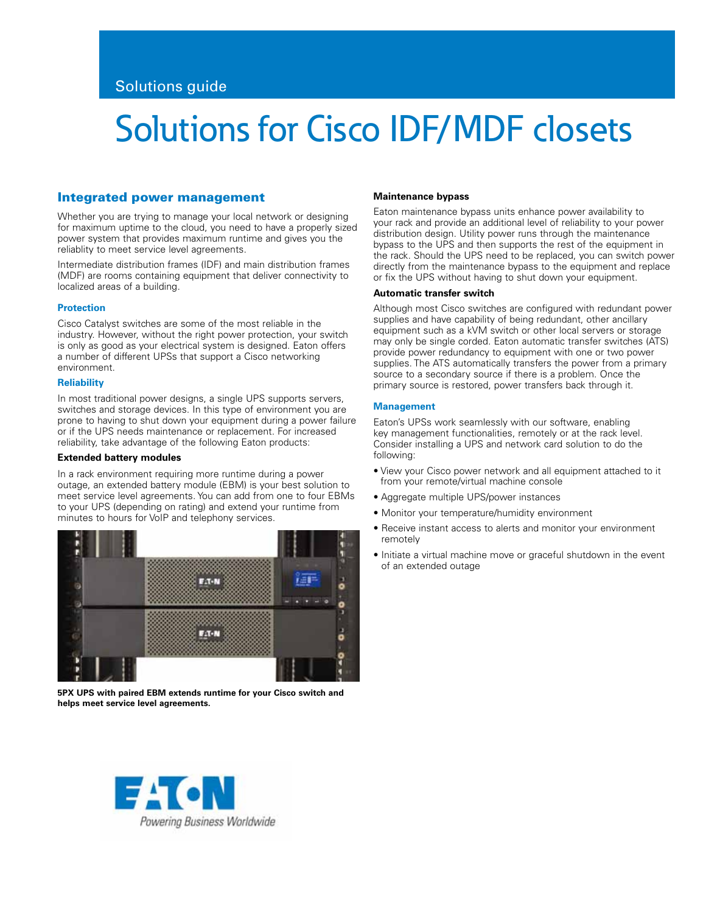Solutions guide

# Solutions for Cisco IDF/MDF closets

## Integrated power management

Whether you are trying to manage your local network or designing for maximum uptime to the cloud, you need to have a properly sized power system that provides maximum runtime and gives you the reliablity to meet service level agreements.

Intermediate distribution frames (IDF) and main distribution frames (MDF) are rooms containing equipment that deliver connectivity to localized areas of a building.

### Protection

Cisco Catalyst switches are some of the most reliable in the industry. However, without the right power protection, your switch is only as good as your electrical system is designed. Eaton offers a number of different UPSs that support a Cisco networking environment.

### Reliability

In most traditional power designs, a single UPS supports servers, switches and storage devices. In this type of environment you are prone to having to shut down your equipment during a power failure or if the UPS needs maintenance or replacement. For increased reliability, take advantage of the following Eaton products:

#### Extended battery modules

In a rack environment requiring more runtime during a power outage, an extended battery module (EBM) is your best solution to meet service level agreements. You can add from one to four EBMs to your UPS (depending on rating) and extend your runtime from minutes to hours for VoIP and telephony services.

**5PX UPS with paired EBM extends runtime for your Cisco switch and helps meet service level agreements.**

#### Maintenance bypass

Eaton maintenance bypass units enhance power availability to your rack and provide an additional level of reliability to your power distribution design. Utility power runs through the maintenance bypass to the UPS and then supports the rest of the equipment in the rack. Should the UPS need to be replaced, you can switch power directly from the maintenance bypass to the equipment and replace or fix the UPS without having to shut down your equipment.

#### Automatic transfer switch

Although most Cisco switches are configured with redundant power supplies and have capability of being redundant, other ancillary equipment such as a kVM switch or other local servers or storage may only be single corded. Eaton automatic transfer switches (ATS) provide power redundancy to equipment with one or two power supplies. The ATS automatically transfers the power from a primary source to a secondary source if there is a problem. Once the primary source is restored, power transfers back through it.

### Management

Eaton's UPSs work seamlessly with our software, enabling key management functionalities, remotely or at the rack level. Consider installing a UPS and network card solution to do the following:

- View your Cisco power network and all equipment attached to it from your remote/virtual machine console
- Aggregate multiple UPS/power instances
- Monitor your temperature/humidity environment
- Receive instant access to alerts and monitor your environment remotely
- Initiate a virtual machine move or graceful shutdown in the event of an extended outage

EATON
Powering Business Worldwide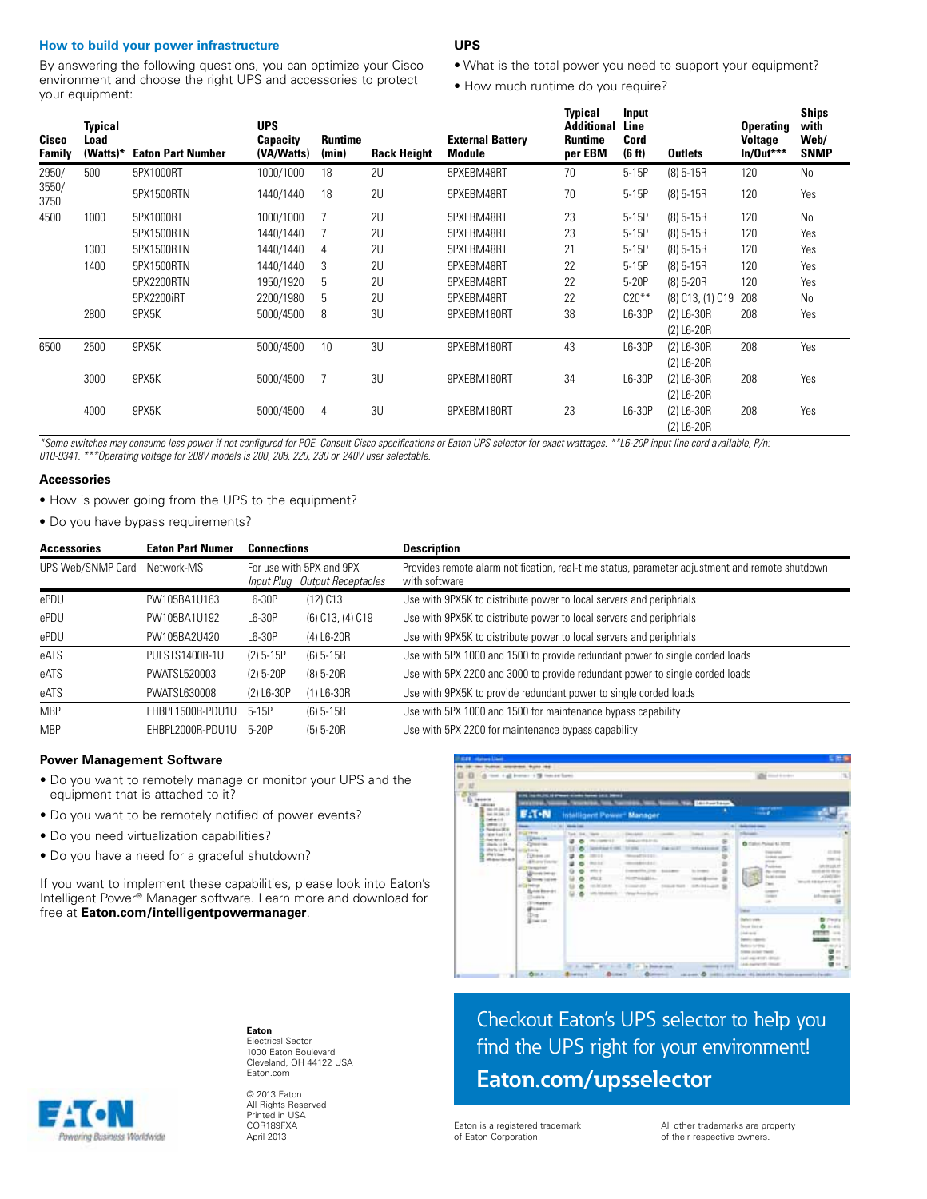## How to build your power infrastructure

By answering the following questions, you can optimize your Cisco environment and choose the right UPS and accessories to protect your equipment:

## UPS

- What is the total power you need to support your equipment?
- How much runtime do you require?

| Cisco Family | Typical Load (Watts)* | Eaton Part Number | UPS Capacity (VA/Watts) | Runtime (min) | Rack Height | External Battery Module | Typical Additional Runtime per EBM | Input Line Cord (6 ft) | Outlets | Operating Voltage In/Out*** | Ships with Web/SNMP |
|---|---|---|---|---|---|---|---|---|---|---|---|
| 2950/3550/3750 | 500 | 5PX1000RT | 1000/1000 | 18 | 2U | 5PXEBM48RT | 70 | 5-15P | (8) 5-15R | 120 | No |
| | | 5PX1500RTN | 1440/1440 | 18 | 2U | 5PXEBM48RT | 70 | 5-15P | (8) 5-15R | 120 | Yes |
| 4500 | 1000 | 5PX1000RT | 1000/1000 | 7 | 2U | 5PXEBM48RT | 23 | 5-15P | (8) 5-15R | 120 | No |
| | | 5PX1500RTN | 1440/1440 | 7 | 2U | 5PXEBM48RT | 23 | 5-15P | (8) 5-15R | 120 | Yes |
| | 1300 | 5PX1500RTN | 1440/1440 | 4 | 2U | 5PXEBM48RT | 21 | 5-15P | (8) 5-15R | 120 | Yes |
| | 1400 | 5PX1500RTN | 1440/1440 | 3 | 2U | 5PXEBM48RT | 22 | 5-15P | (8) 5-15R | 120 | Yes |
| | | 5PX2200RTN | 1950/1920 | 5 | 2U | 5PXEBM48RT | 22 | 5-20P | (8) 5-20R | 120 | Yes |
| | | 5PX2200iRT | 2200/1980 | 5 | 2U | 5PXEBM48RT | 22 | C20** | (8) C13, (1) C19 | 208 | No |
| | 2800 | 9PX5K | 5000/4500 | 8 | 3U | 9PXEBM180RT | 38 | L6-30P | (2) L6-30R (2) L6-20R | 208 | Yes |
| 6500 | 2500 | 9PX5K | 5000/4500 | 10 | 3U | 9PXEBM180RT | 43 | L6-30P | (2) L6-30R (2) L6-20R | 208 | Yes |
| | 3000 | 9PX5K | 5000/4500 | 7 | 3U | 9PXEBM180RT | 34 | L6-30P | (2) L6-30R (2) L6-20R | 208 | Yes |
| | 4000 | 9PX5K | 5000/4500 | 4 | 3U | 9PXEBM180RT | 23 | L6-30P | (2) L6-30R (2) L6-20R | 208 | Yes |

*Some switches may consume less power if not configured for POE. Consult Cisco specifications or Eaton UPS selector for exact wattages. **L6-20P input line cord available, P/n: 010-9341. ***Operating voltage for 208V models is 200, 208, 220, 230 or 240V user selectable.*

## Accessories

- How is power going from the UPS to the equipment?
- Do you have bypass requirements?

| Accessories | Eaton Part Numer | Connections | | Description |
|---|---|---|---|---|
| UPS Web/SNMP Card | Network-MS | For use with 5PX and 9PX | | Provides remote alarm notification, real-time status, parameter adjustment and remote shutdown with software |
| | | *Input Plug* | *Output Receptacles* | |
| ePDU | PW105BA1U163 | L6-30P | (12) C13 | Use with 9PX5K to distribute power to local servers and periphrials |
| ePDU | PW105BA1U192 | L6-30P | (6) C13, (4) C19 | Use with 9PX5K to distribute power to local servers and periphrials |
| ePDU | PW105BA2U420 | L6-30P | (4) L6-20R | Use with 9PX5K to distribute power to local servers and periphrials |
| eATS | PULSTS1400R-1U | (2) 5-15P | (6) 5-15R | Use with 5PX 1000 and 1500 to provide redundant power to single corded loads |
| eATS | PWATSL520003 | (2) 5-20P | (8) 5-20R | Use with 5PX 2200 and 3000 to provide redundant power to single corded loads |
| eATS | PWATSL630008 | (2) L6-30P | (1) L6-30R | Use with 9PX5K to provide redundant power to single corded loads |
| MBP | EHBPL1500R-PDU1U | 5-15P | (6) 5-15R | Use with 5PX 1000 and 1500 for maintenance bypass capability |
| MBP | EHBPL2000R-PDU1U | 5-20P | (5) 5-20R | Use with 5PX 2200 for maintenance bypass capability |

## Power Management Software

- Do you want to remotely manage or monitor your UPS and the equipment that is attached to it?
- Do you want to be remotely notified of power events?
- Do you need virtualization capabilities?
- Do you have a need for a graceful shutdown?

If you want to implement these capabilities, please look into Eaton's Intelligent Power® Manager software. Learn more and download for free at **Eaton.com/intelligentpowermanager**.

Checkout Eaton's UPS selector to help you find the UPS right for your environment!

**Eaton.com/upsselector**

**Eaton**
Electrical Sector
1000 Eaton Boulevard
Cleveland, OH 44122 USA
Eaton.com

© 2013 Eaton
All Rights Reserved
Printed in USA
COR189FXA
April 2013

Eaton is a registered trademark of Eaton Corporation.

All other trademarks are property of their respective owners.